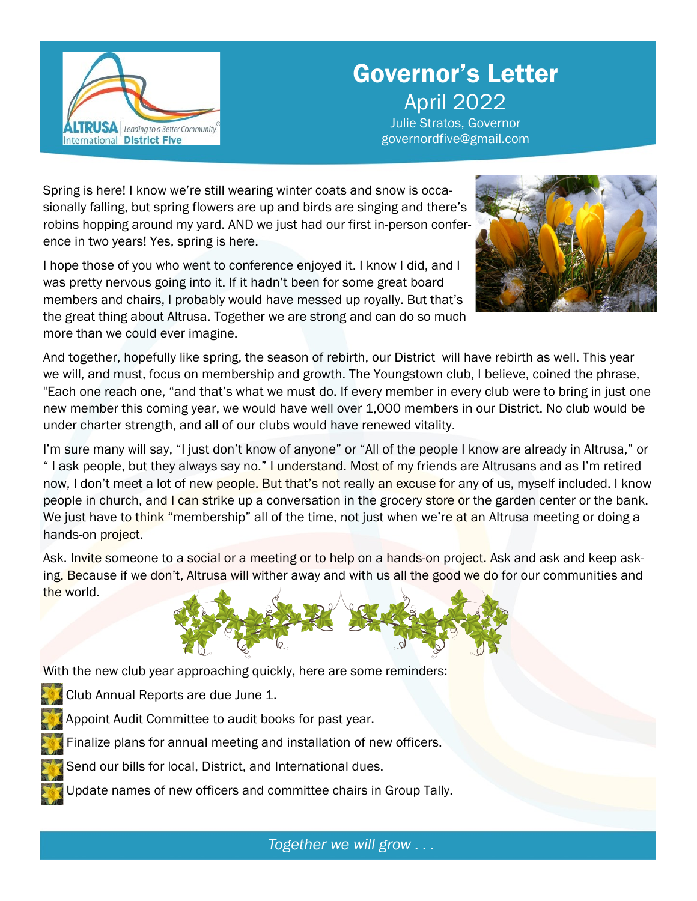# Governor's Letter

April 2022

Julie Stratos, Governor

governordfive@gmail.com

Spring is here! I know we're still wearing winter coats and snow is occasionally falling, but spring flowers are up and birds are singing and there's robins hopping around my yard. AND we just had our first in-person conference in two years! Yes, spring is here.

I hope those of you who went to conference enjoyed it. I know I did, and I was pretty nervous going into it. If it hadn't been for some great board members and chairs, I probably would have messed up royally. But that's the great thing about Altrusa. Together we are strong and can do so much more than we could ever imagine.

And together, hopefully like spring, the season of rebirth, our District will have rebirth as well. This year we will, and must, focus on membership and growth. The Youngstown club, I believe, coined the phrase, "Each one reach one, "and that's what we must do. If every member in every club were to bring in just one new member this coming year, we would have well over 1,000 members in our District. No club would be under charter strength, and all of our clubs would have renewed vitality.

I'm sure many will say, "I just don't know of anyone" or "All of the people I know are already in Altrusa," or " I ask people, but they always say no." I understand. Most of my friends are Altrusans and as I'm retired now, I don't meet a lot of new people. But that's not really an excuse for any of us, myself included. I know people in church, and I can strike up a conversation in the grocery store or the garden center or the bank. We just have to think "membership" all of the time, not just when we're at an Altrusa meeting or doing a hands-on project.

Ask. Invite someone to a social or a meeting or to help on a hands-on project. Ask and ask and keep asking. Because if we don't, Altrusa will wither away and with us all the good we do for our communities and the world.

With the new club year approaching quickly, here are some reminders:

- Club Annual Reports are due June 1.
- Appoint Audit Committee to audit books for past year.
- Finalize plans for annual meeting and installation of new officers.
- Send our bills for local, District, and International dues.
- Update names of new officers and committee chairs in Group Tally.

*Together we will grow . . .*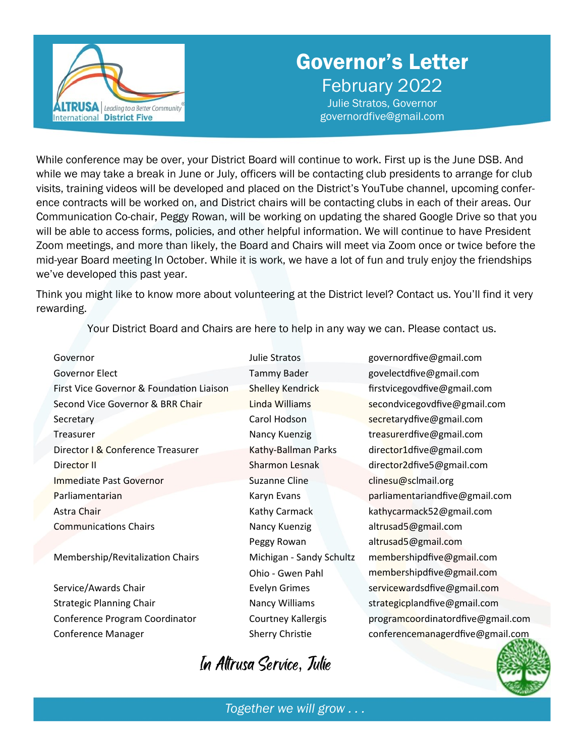# Governor's Letter

February 2022

Julie Stratos, Governor

governordfive@gmail.com

While conference may be over, your District Board will continue to work. First up is the June DSB. And while we may take a break in June or July, officers will be contacting club presidents to arrange for club visits, training videos will be developed and placed on the District's YouTube channel, upcoming conference contracts will be worked on, and District chairs will be contacting clubs in each of their areas. Our Communication Co-chair, Peggy Rowan, will be working on updating the shared Google Drive so that you will be able to access forms, policies, and other helpful information. We will continue to have President Zoom meetings, and more than likely, the Board and Chairs will meet via Zoom once or twice before the mid-year Board meeting In October. While it is work, we have a lot of fun and truly enjoy the friendships we've developed this past year.

Think you might like to know more about volunteering at the District level? Contact us. You'll find it very rewarding.

Your District Board and Chairs are here to help in any way we can. Please contact us.

| | | |
|---|---|---|
| Governor | Julie Stratos | governordfive@gmail.com |
| Governor Elect | Tammy Bader | govelectdfive@gmail.com |
| First Vice Governor & Foundation Liaison | Shelley Kendrick | firstvicegovdfive@gmail.com |
| Second Vice Governor & BRR Chair | Linda Williams | secondvicegovdfive@gmail.com |
| Secretary | Carol Hodson | secretarydfive@gmail.com |
| Treasurer | Nancy Kuenzig | treasurerdfive@gmail.com |
| Director I & Conference Treasurer | Kathy-Ballman Parks | director1dfive@gmail.com |
| Director II | Sharmon Lesnak | director2dfive5@gmail.com |
| Immediate Past Governor | Suzanne Cline | clinesu@sclmail.org |
| Parliamentarian | Karyn Evans | parliamentariandfive@gmail.com |
| Astra Chair | Kathy Carmack | kathycarmack52@gmail.com |
| Communications Chairs | Nancy Kuenzig | altrusad5@gmail.com |
| | Peggy Rowan | altrusad5@gmail.com |
| Membership/Revitalization Chairs | Michigan - Sandy Schultz | membershipdfive@gmail.com |
| | Ohio - Gwen Pahl | membershipdfive@gmail.com |
| Service/Awards Chair | Evelyn Grimes | servicewardsdfive@gmail.com |
| Strategic Planning Chair | Nancy Williams | strategicplandfive@gmail.com |
| Conference Program Coordinator | Courtney Kallergis | programcoordinatordfive@gmail.com |
| Conference Manager | Sherry Christie | conferencemanagerdfive@gmail.com |

In Altrusa Service, Julie

*Together we will grow . . .*